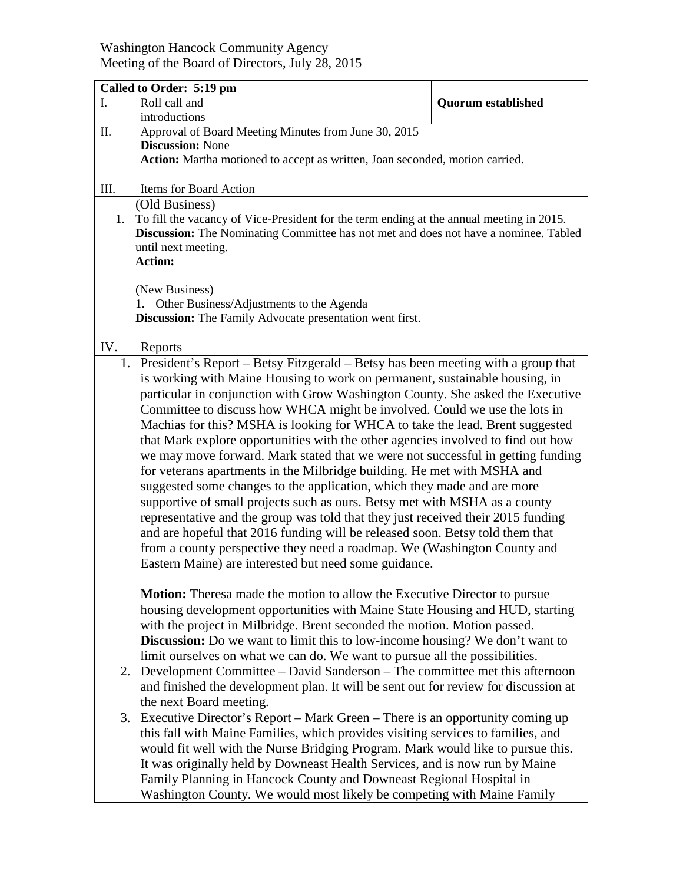Washington Hancock Community Agency
Meeting of the Board of Directors, July 28, 2015

| Called to Order: 5:19 pm | | |
|---|---|---|
| I. Roll call and introductions | | **Quorum established** |

II. Approval of Board Meeting Minutes from June 30, 2015
**Discussion:** None
**Action:** Martha motioned to accept as written, Joan seconded, motion carried.

III. Items for Board Action

(Old Business)

1. To fill the vacancy of Vice-President for the term ending at the annual meeting in 2015.
   **Discussion:** The Nominating Committee has not met and does not have a nominee. Tabled until next meeting.
   **Action:**

(New Business)

1. Other Business/Adjustments to the Agenda
   **Discussion:** The Family Advocate presentation went first.

IV. Reports

1. President's Report – Betsy Fitzgerald – Betsy has been meeting with a group that is working with Maine Housing to work on permanent, sustainable housing, in particular in conjunction with Grow Washington County. She asked the Executive Committee to discuss how WHCA might be involved. Could we use the lots in Machias for this? MSHA is looking for WHCA to take the lead. Brent suggested that Mark explore opportunities with the other agencies involved to find out how we may move forward. Mark stated that we were not successful in getting funding for veterans apartments in the Milbridge building. He met with MSHA and suggested some changes to the application, which they made and are more supportive of small projects such as ours. Betsy met with MSHA as a county representative and the group was told that they just received their 2015 funding and are hopeful that 2016 funding will be released soon. Betsy told them that from a county perspective they need a roadmap. We (Washington County and Eastern Maine) are interested but need some guidance.

   **Motion:** Theresa made the motion to allow the Executive Director to pursue housing development opportunities with Maine State Housing and HUD, starting with the project in Milbridge. Brent seconded the motion. Motion passed.
   **Discussion:** Do we want to limit this to low-income housing? We don't want to limit ourselves on what we can do. We want to pursue all the possibilities.
2. Development Committee – David Sanderson – The committee met this afternoon and finished the development plan. It will be sent out for review for discussion at the next Board meeting.
3. Executive Director's Report – Mark Green – There is an opportunity coming up this fall with Maine Families, which provides visiting services to families, and would fit well with the Nurse Bridging Program. Mark would like to pursue this. It was originally held by Downeast Health Services, and is now run by Maine Family Planning in Hancock County and Downeast Regional Hospital in Washington County. We would most likely be competing with Maine Family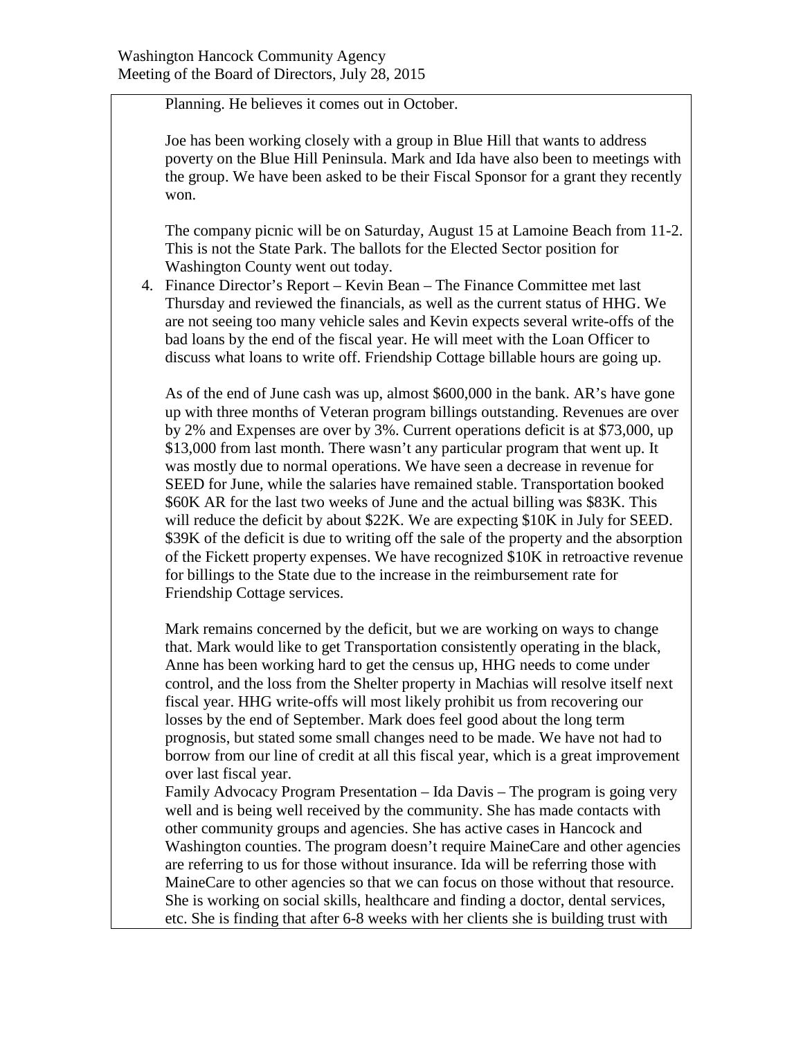Planning. He believes it comes out in October.

Joe has been working closely with a group in Blue Hill that wants to address poverty on the Blue Hill Peninsula. Mark and Ida have also been to meetings with the group. We have been asked to be their Fiscal Sponsor for a grant they recently won.

The company picnic will be on Saturday, August 15 at Lamoine Beach from 11-2. This is not the State Park. The ballots for the Elected Sector position for Washington County went out today.

4. Finance Director's Report – Kevin Bean – The Finance Committee met last Thursday and reviewed the financials, as well as the current status of HHG. We are not seeing too many vehicle sales and Kevin expects several write-offs of the bad loans by the end of the fiscal year. He will meet with the Loan Officer to discuss what loans to write off. Friendship Cottage billable hours are going up.

   As of the end of June cash was up, almost $600,000 in the bank. AR's have gone up with three months of Veteran program billings outstanding. Revenues are over by 2% and Expenses are over by 3%. Current operations deficit is at $73,000, up $13,000 from last month. There wasn't any particular program that went up. It was mostly due to normal operations. We have seen a decrease in revenue for SEED for June, while the salaries have remained stable. Transportation booked $60K AR for the last two weeks of June and the actual billing was $83K. This will reduce the deficit by about $22K. We are expecting $10K in July for SEED. $39K of the deficit is due to writing off the sale of the property and the absorption of the Fickett property expenses. We have recognized $10K in retroactive revenue for billings to the State due to the increase in the reimbursement rate for Friendship Cottage services.

   Mark remains concerned by the deficit, but we are working on ways to change that. Mark would like to get Transportation consistently operating in the black, Anne has been working hard to get the census up, HHG needs to come under control, and the loss from the Shelter property in Machias will resolve itself next fiscal year. HHG write-offs will most likely prohibit us from recovering our losses by the end of September. Mark does feel good about the long term prognosis, but stated some small changes need to be made. We have not had to borrow from our line of credit at all this fiscal year, which is a great improvement over last fiscal year.

   Family Advocacy Program Presentation – Ida Davis – The program is going very well and is being well received by the community. She has made contacts with other community groups and agencies. She has active cases in Hancock and Washington counties. The program doesn't require MaineCare and other agencies are referring to us for those without insurance. Ida will be referring those with MaineCare to other agencies so that we can focus on those without that resource. She is working on social skills, healthcare and finding a doctor, dental services, etc. She is finding that after 6-8 weeks with her clients she is building trust with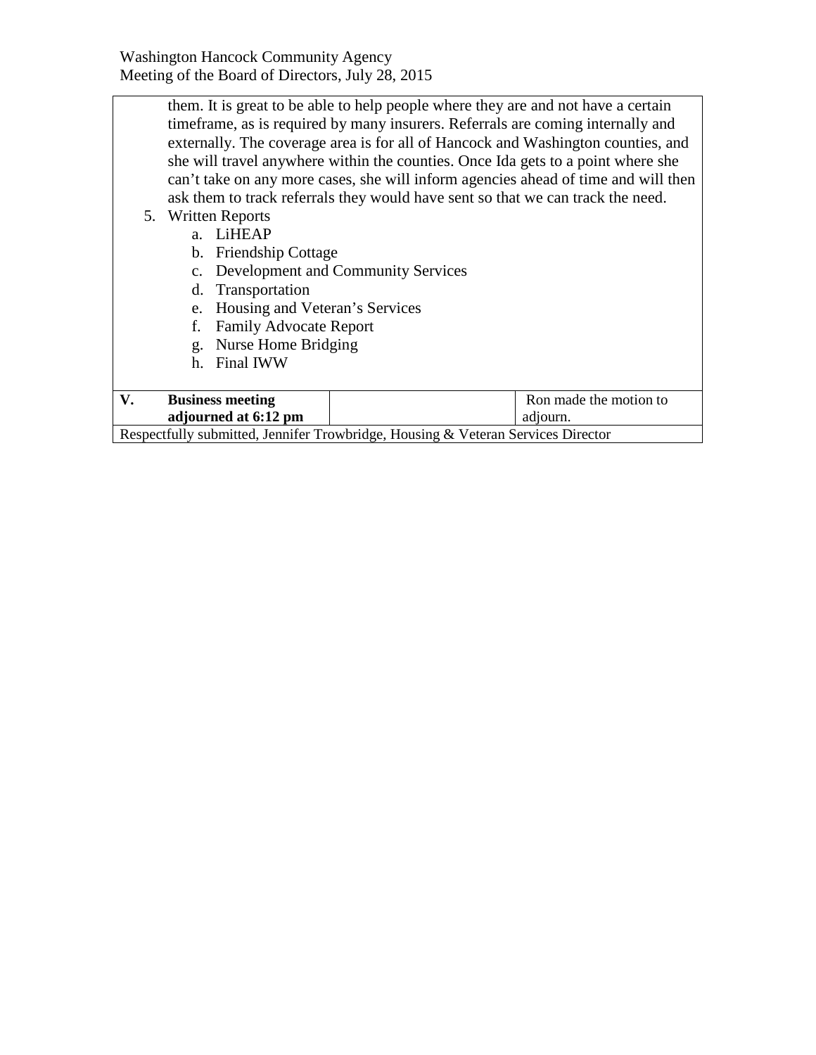them. It is great to be able to help people where they are and not have a certain timeframe, as is required by many insurers. Referrals are coming internally and externally. The coverage area is for all of Hancock and Washington counties, and she will travel anywhere within the counties. Once Ida gets to a point where she can't take on any more cases, she will inform agencies ahead of time and will then ask them to track referrals they would have sent so that we can track the need.

5. Written Reports
   a. LiHEAP
   b. Friendship Cottage
   c. Development and Community Services
   d. Transportation
   e. Housing and Veteran's Services
   f. Family Advocate Report
   g. Nurse Home Bridging
   h. Final IWW

| | | | |
|---|---|---|---|
| **V.** | **Business meeting adjourned at 6:12 pm** | | Ron made the motion to adjourn. |

Respectfully submitted, Jennifer Trowbridge, Housing & Veteran Services Director